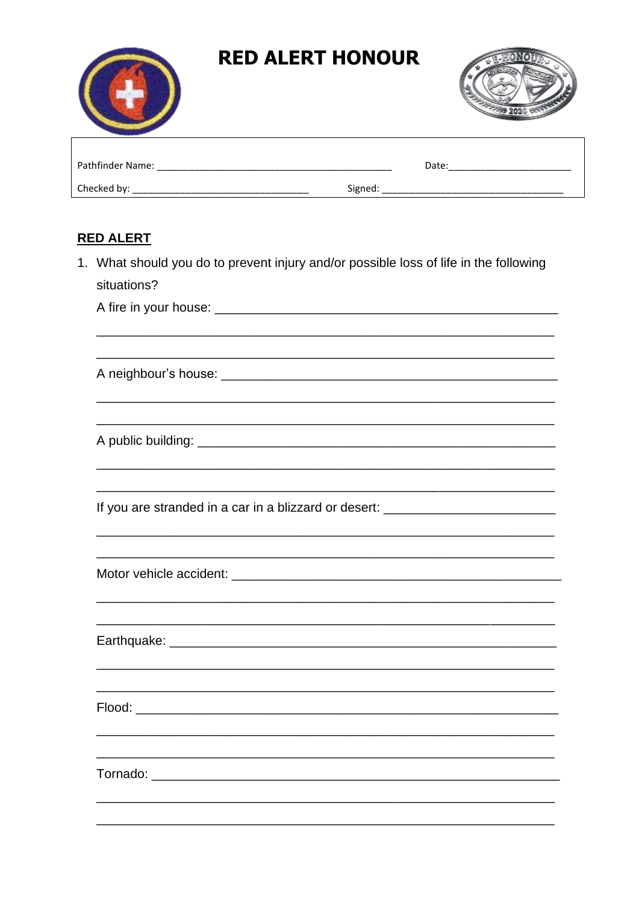# RED ALERT HONOUR

| Pathfinder Name: ______________________________ | Date: ________________ |
| --- | --- |
| Checked by: ________________________ | Signed: ________________________ |

## RED ALERT

1. What should you do to prevent injury and/or possible loss of life in the following situations?

   A fire in your house: ___________________________________________

   ___________________________________________

   ___________________________________________

   A neighbour's house: ___________________________________________

   ___________________________________________

   ___________________________________________

   A public building: ___________________________________________

   ___________________________________________

   ___________________________________________

   If you are stranded in a car in a blizzard or desert: ____________________

   ___________________________________________

   ___________________________________________

   Motor vehicle accident: ___________________________________________

   ___________________________________________

   ___________________________________________

   Earthquake: ___________________________________________

   ___________________________________________

   ___________________________________________

   Flood: ___________________________________________

   ___________________________________________

   ___________________________________________

   Tornado: ___________________________________________

   ___________________________________________

   ___________________________________________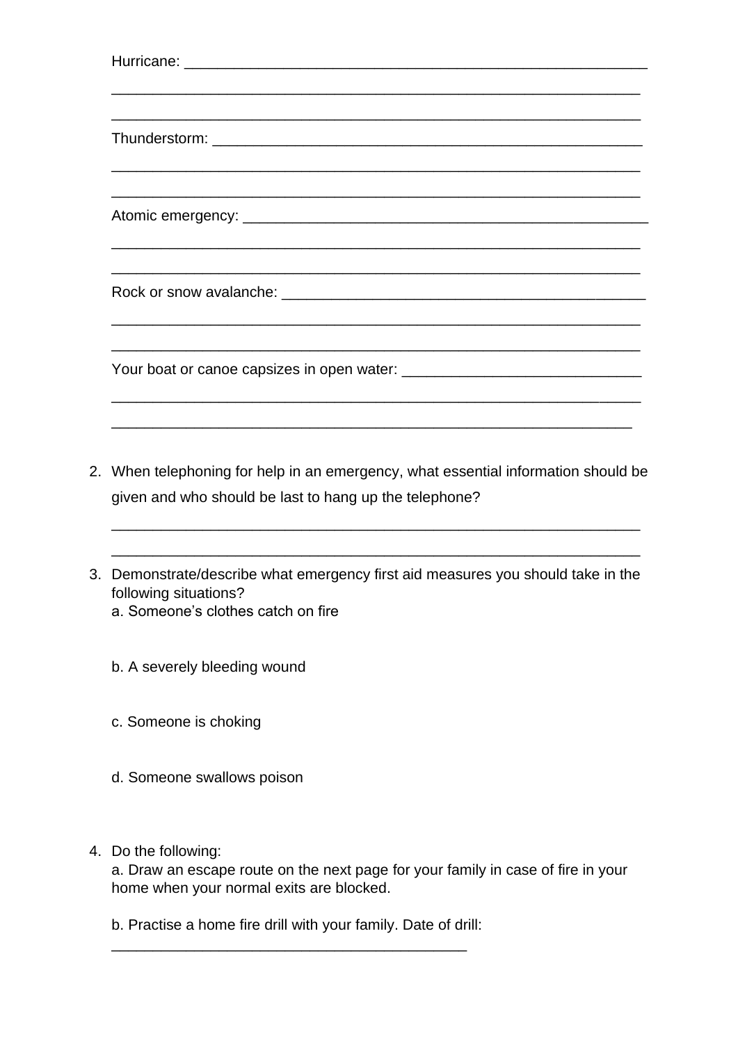Hurricane: ____________________________________________________________

____________________________________________________________________

____________________________________________________________________

Thunderstorm: ________________________________________________________

____________________________________________________________________

____________________________________________________________________

Atomic emergency: ____________________________________________________

____________________________________________________________________

____________________________________________________________________

Rock or snow avalanche: _______________________________________________

____________________________________________________________________

____________________________________________________________________

Your boat or canoe capsizes in open water: ______________________________

____________________________________________________________________

____________________________________________________________________

2. When telephoning for help in an emergency, what essential information should be given and who should be last to hang up the telephone?

   ____________________________________________________________________

   ____________________________________________________________________

3. Demonstrate/describe what emergency first aid measures you should take in the following situations?

   a. Someone's clothes catch on fire

   b. A severely bleeding wound

   c. Someone is choking

   d. Someone swallows poison

4. Do the following:

   a. Draw an escape route on the next page for your family in case of fire in your home when your normal exits are blocked.

   b. Practise a home fire drill with your family. Date of drill: ____________________________________________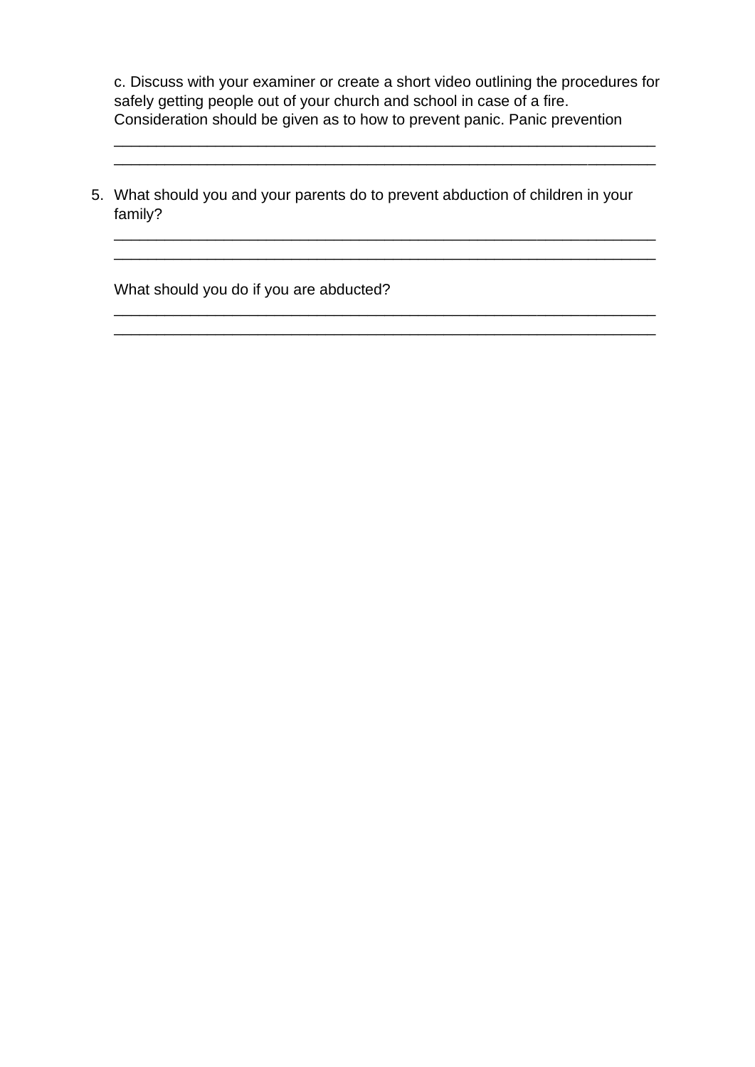c. Discuss with your examiner or create a short video outlining the procedures for safely getting people out of your church and school in case of a fire. Consideration should be given as to how to prevent panic. Panic prevention

________________________________________________________________
________________________________________________________________

5. What should you and your parents do to prevent abduction of children in your family?

   ________________________________________________________________
   ________________________________________________________________

   What should you do if you are abducted?

   ________________________________________________________________
   ________________________________________________________________